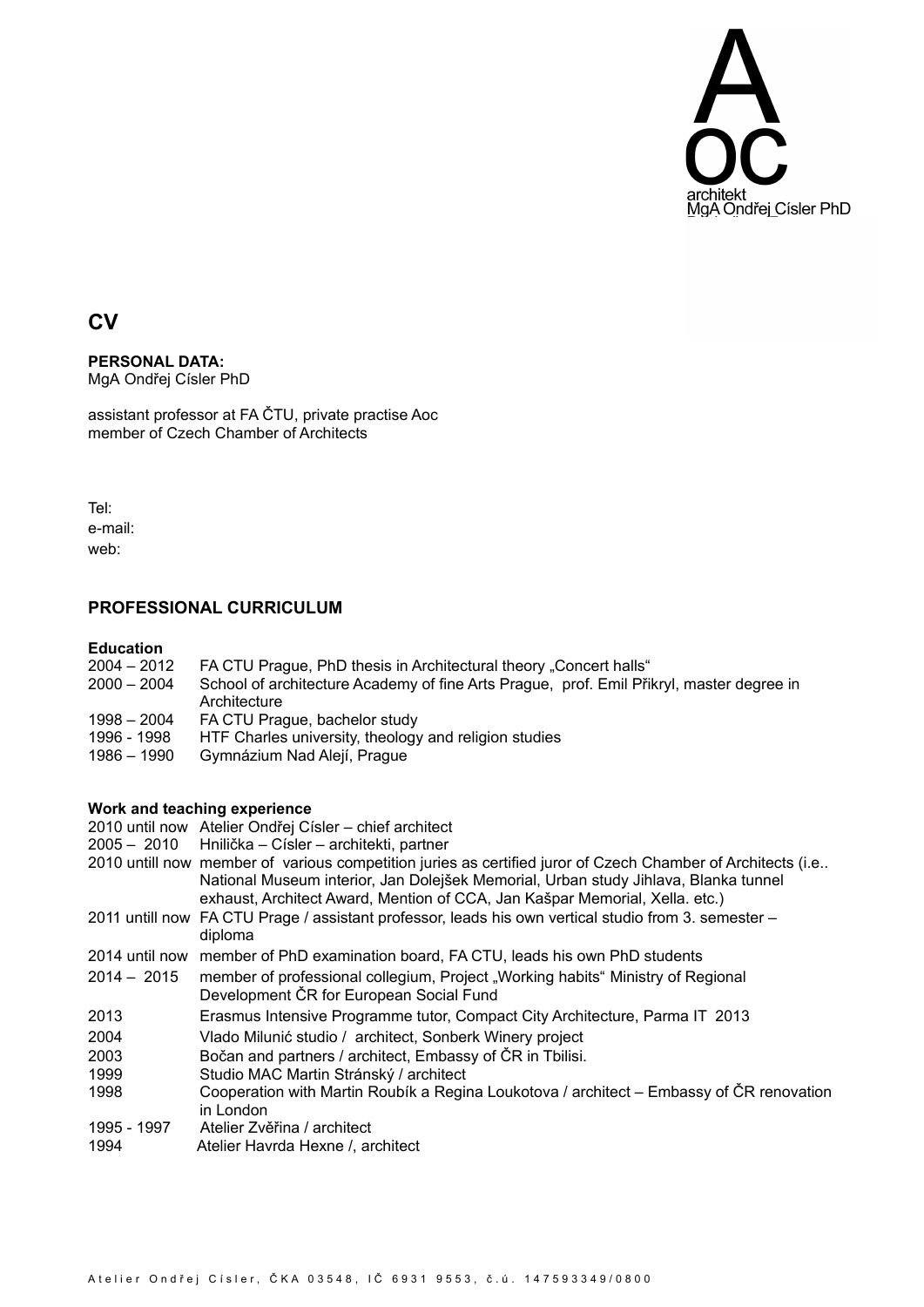A
OC
architekt
MgA Ondřej Císler PhD

# CV

**PERSONAL DATA:**
MgA Ondřej Císler PhD

assistant professor at FA ČTU, private practise Aoc
member of Czech Chamber of Architects

Tel:
e-mail:
web:

## PROFESSIONAL CURRICULUM

### Education

2004 – 2012 FA CTU Prague, PhD thesis in Architectural theory „Concert halls“
2000 – 2004 School of architecture Academy of fine Arts Prague, prof. Emil Přikryl, master degree in Architecture
1998 – 2004 FA CTU Prague, bachelor study
1996 - 1998 HTF Charles university, theology and religion studies
1986 – 1990 Gymnázium Nad Alejí, Prague

### Work and teaching experience

2010 until now Atelier Ondřej Císler – chief architect
2005 – 2010 Hnilička – Císler – architekti, partner
2010 untill now member of various competition juries as certified juror of Czech Chamber of Architects (i.e.. National Museum interior, Jan Dolejšek Memorial, Urban study Jihlava, Blanka tunnel exhaust, Architect Award, Mention of CCA, Jan Kašpar Memorial, Xella. etc.)
2011 untill now FA CTU Prage / assistant professor, leads his own vertical studio from 3. semester – diploma
2014 until now member of PhD examination board, FA CTU, leads his own PhD students
2014 – 2015 member of professional collegium, Project „Working habits“ Ministry of Regional Development ČR for European Social Fund
2013 Erasmus Intensive Programme tutor, Compact City Architecture, Parma IT 2013
2004 Vlado Milunić studio / architect, Sonberk Winery project
2003 Bočan and partners / architect, Embassy of ČR in Tbilisi.
1999 Studio MAC Martin Stránský / architect
1998 Cooperation with Martin Roubík a Regina Loukotova / architect – Embassy of ČR renovation in London
1995 - 1997 Atelier Zvěřina / architect
1994 Atelier Havrda Hexne /, architect

Atelier Ondřej Císler, ČKA 03548, IČ 6931 9553, č.ú. 147593349/0800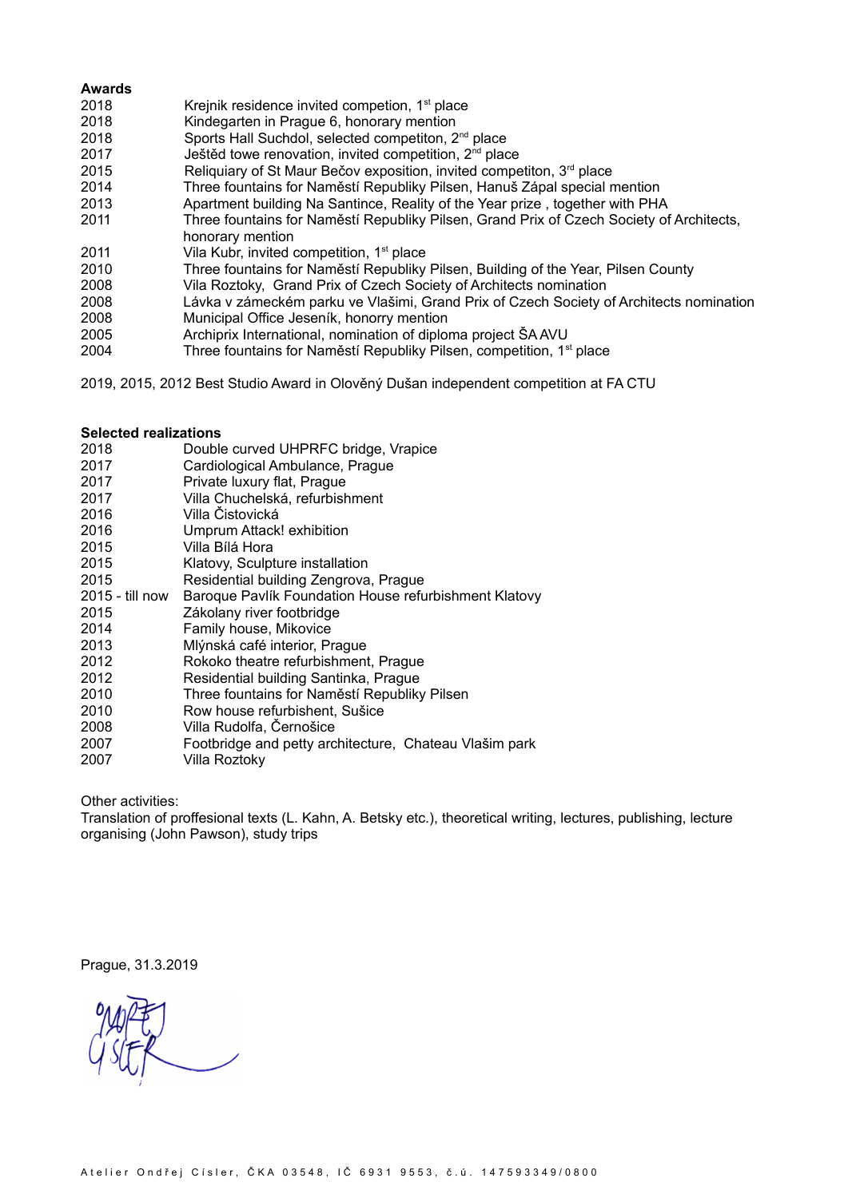**Awards**

| | |
|---|---|
| 2018 | Krejnik residence invited competion, 1st place |
| 2018 | Kindegarten in Prague 6, honorary mention |
| 2018 | Sports Hall Suchdol, selected competiton, 2nd place |
| 2017 | Ještěd towe renovation, invited competition, 2nd place |
| 2015 | Reliquiary of St Maur Bečov exposition, invited competiton, 3rd place |
| 2014 | Three fountains for Naměstí Republiky Pilsen, Hanuš Zápal special mention |
| 2013 | Apartment building Na Santince, Reality of the Year prize , together with PHA |
| 2011 | Three fountains for Naměstí Republiky Pilsen, Grand Prix of Czech Society of Architects, honorary mention |
| 2011 | Vila Kubr, invited competition, 1st place |
| 2010 | Three fountains for Naměstí Republiky Pilsen, Building of the Year, Pilsen County |
| 2008 | Vila Roztoky, Grand Prix of Czech Society of Architects nomination |
| 2008 | Lávka v zámeckém parku ve Vlašimi, Grand Prix of Czech Society of Architects nomination |
| 2008 | Municipal Office Jeseník, honorry mention |
| 2005 | Archiprix International, nomination of diploma project ŠA AVU |
| 2004 | Three fountains for Naměstí Republiky Pilsen, competition, 1st place |

2019, 2015, 2012 Best Studio Award in Olověný Dušan independent competition at FA CTU

**Selected realizations**

| | |
|---|---|
| 2018 | Double curved UHPRFC bridge, Vrapice |
| 2017 | Cardiological Ambulance, Prague |
| 2017 | Private luxury flat, Prague |
| 2017 | Villa Chuchelská, refurbishment |
| 2016 | Villa Čistovická |
| 2016 | Umprum Attack! exhibition |
| 2015 | Villa Bílá Hora |
| 2015 | Klatovy, Sculpture installation |
| 2015 | Residential building Zengrova, Prague |
| 2015 - till now | Baroque Pavlík Foundation House refurbishment Klatovy |
| 2015 | Zákolany river footbridge |
| 2014 | Family house, Mikovice |
| 2013 | Mlýnská café interior, Prague |
| 2012 | Rokoko theatre refurbishment, Prague |
| 2012 | Residential building Santinka, Prague |
| 2010 | Three fountains for Naměstí Republiky Pilsen |
| 2010 | Row house refurbishent, Sušice |
| 2008 | Villa Rudolfa, Černošice |
| 2007 | Footbridge and petty architecture, Chateau Vlašim park |
| 2007 | Villa Roztoky |

Other activities:
Translation of proffesional texts (L. Kahn, A. Betsky etc.), theoretical writing, lectures, publishing, lecture organising (John Pawson), study trips

Prague, 31.3.2019

Atelier Ondřej Císler, ČKA 03548, IČ 6931 9553, č.ú. 147593349/0800